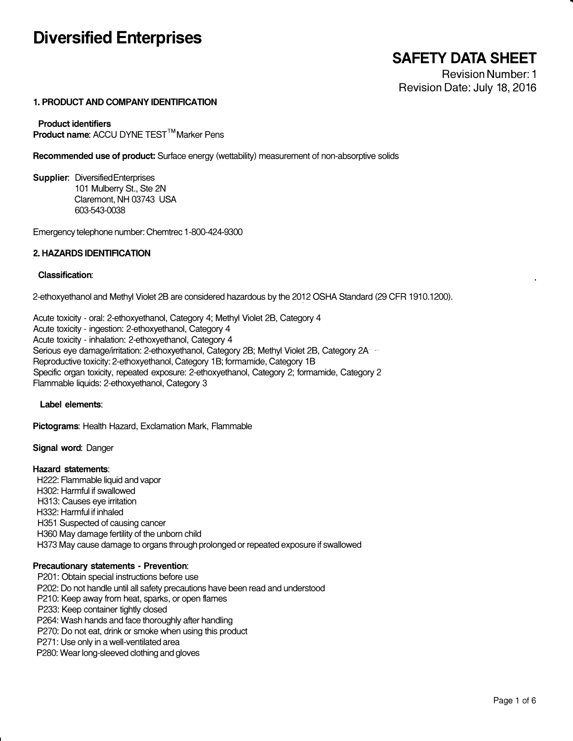# Diversified Enterprises

## SAFETY DATA SHEET

Revision Number: 1
Revision Date: July 18, 2016

### 1. PRODUCT AND COMPANY IDENTIFICATION

**Product identifiers**
**Product name**: ACCU DYNE TEST™ Marker Pens

**Recommended use of product:** Surface energy (wettability) measurement of non-absorptive solids

**Supplier**: Diversified Enterprises
101 Mulberry St., Ste 2N
Claremont, NH 03743 USA
603-543-0038

Emergency telephone number: Chemtrec 1-800-424-9300

### 2. HAZARDS IDENTIFICATION

**Classification**:

2-ethoxyethanol and Methyl Violet 2B are considered hazardous by the 2012 OSHA Standard (29 CFR 1910.1200).

Acute toxicity - oral: 2-ethoxyethanol, Category 4; Methyl Violet 2B, Category 4
Acute toxicity - ingestion: 2-ethoxyethanol, Category 4
Acute toxicity - inhalation: 2-ethoxyethanol, Category 4
Serious eye damage/irritation: 2-ethoxyethanol, Category 2B; Methyl Violet 2B, Category 2A
Reproductive toxicity: 2-ethoxyethanol, Category 1B; formamide, Category 1B
Specific organ toxicity, repeated exposure: 2-ethoxyethanol, Category 2; formamide, Category 2
Flammable liquids: 2-ethoxyethanol, Category 3

**Label elements**:

**Pictograms**: Health Hazard, Exclamation Mark, Flammable

**Signal word**: Danger

**Hazard statements**:
- H222: Flammable liquid and vapor
- H302: Harmful if swallowed
- H313: Causes eye irritation
- H332: Harmful if inhaled
- H351 Suspected of causing cancer
- H360 May damage fertility of the unborn child
- H373 May cause damage to organs through prolonged or repeated exposure if swallowed

**Precautionary statements - Prevention**:
- P201: Obtain special instructions before use
- P202: Do not handle until all safety precautions have been read and understood
- P210: Keep away from heat, sparks, or open flames
- P233: Keep container tightly closed
- P264: Wash hands and face thoroughly after handling
- P270: Do not eat, drink or smoke when using this product
- P271: Use only in a well-ventilated area
- P280: Wear long-sleeved clothing and gloves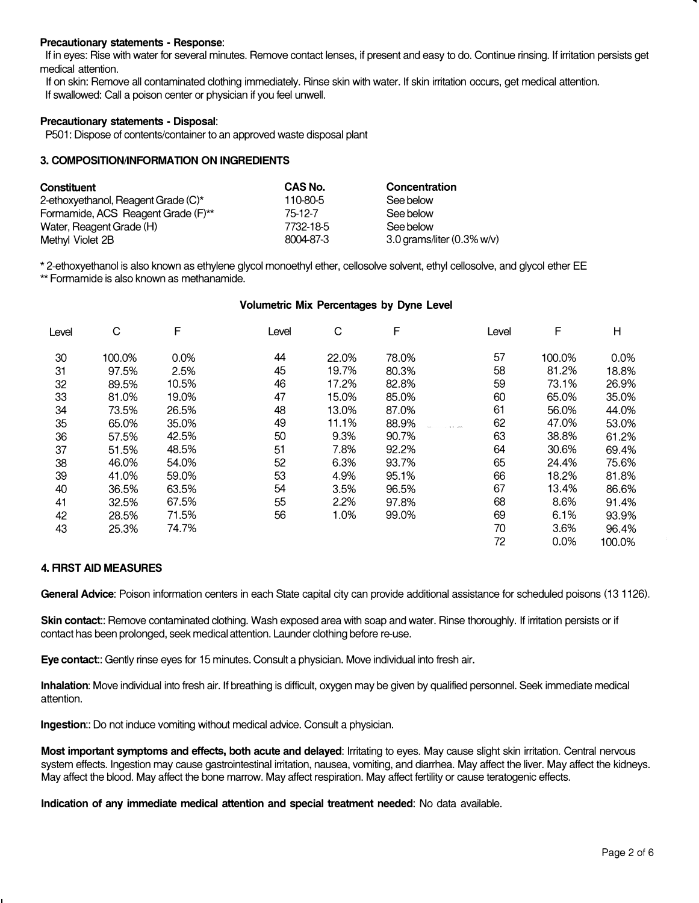**Precautionary statements - Response**:

If in eyes: Rise with water for several minutes. Remove contact lenses, if present and easy to do. Continue rinsing. If irritation persists get medical attention.

If on skin: Remove all contaminated clothing immediately. Rinse skin with water. If skin irritation occurs, get medical attention.

If swallowed: Call a poison center or physician if you feel unwell.

**Precautionary statements - Disposal**:

P501: Dispose of contents/container to an approved waste disposal plant

## 3. COMPOSITION/INFORMATION ON INGREDIENTS

| Constituent | CAS No. | Concentration |
|---|---|---|
| 2-ethoxyethanol, Reagent Grade (C)* | 110-80-5 | See below |
| Formamide, ACS Reagent Grade (F)** | 75-12-7 | See below |
| Water, Reagent Grade (H) | 7732-18-5 | See below |
| Methyl Violet 2B | 8004-87-3 | 3.0 grams/liter (0.3% w/v) |

* 2-ethoxyethanol is also known as ethylene glycol monoethyl ether, cellosolve solvent, ethyl cellosolve, and glycol ether EE

** Formamide is also known as methanamide.

**Volumetric Mix Percentages by Dyne Level**

| Level | C | F | Level | C | F | Level | F | H |
|---|---|---|---|---|---|---|---|---|
| 30 | 100.0% | 0.0% | 44 | 22.0% | 78.0% | 57 | 100.0% | 0.0% |
| 31 | 97.5% | 2.5% | 45 | 19.7% | 80.3% | 58 | 81.2% | 18.8% |
| 32 | 89.5% | 10.5% | 46 | 17.2% | 82.8% | 59 | 73.1% | 26.9% |
| 33 | 81.0% | 19.0% | 47 | 15.0% | 85.0% | 60 | 65.0% | 35.0% |
| 34 | 73.5% | 26.5% | 48 | 13.0% | 87.0% | 61 | 56.0% | 44.0% |
| 35 | 65.0% | 35.0% | 49 | 11.1% | 88.9% | 62 | 47.0% | 53.0% |
| 36 | 57.5% | 42.5% | 50 | 9.3% | 90.7% | 63 | 38.8% | 61.2% |
| 37 | 51.5% | 48.5% | 51 | 7.8% | 92.2% | 64 | 30.6% | 69.4% |
| 38 | 46.0% | 54.0% | 52 | 6.3% | 93.7% | 65 | 24.4% | 75.6% |
| 39 | 41.0% | 59.0% | 53 | 4.9% | 95.1% | 66 | 18.2% | 81.8% |
| 40 | 36.5% | 63.5% | 54 | 3.5% | 96.5% | 67 | 13.4% | 86.6% |
| 41 | 32.5% | 67.5% | 55 | 2.2% | 97.8% | 68 | 8.6% | 91.4% |
| 42 | 28.5% | 71.5% | 56 | 1.0% | 99.0% | 69 | 6.1% | 93.9% |
| 43 | 25.3% | 74.7% | | | | 70 | 3.6% | 96.4% |
| | | | | | | 72 | 0.0% | 100.0% |

## 4. FIRST AID MEASURES

**General Advice**: Poison information centers in each State capital city can provide additional assistance for scheduled poisons (13 1126).

**Skin contact**:: Remove contaminated clothing. Wash exposed area with soap and water. Rinse thoroughly. If irritation persists or if contact has been prolonged, seek medical attention. Launder clothing before re-use.

**Eye contact**:: Gently rinse eyes for 15 minutes. Consult a physician. Move individual into fresh air.

**Inhalation**: Move individual into fresh air. If breathing is difficult, oxygen may be given by qualified personnel. Seek immediate medical attention.

**Ingestion**:: Do not induce vomiting without medical advice. Consult a physician.

**Most important symptoms and effects, both acute and delayed**: Irritating to eyes. May cause slight skin irritation. Central nervous system effects. Ingestion may cause gastrointestinal irritation, nausea, vomiting, and diarrhea. May affect the liver. May affect the kidneys. May affect the blood. May affect the bone marrow. May affect respiration. May affect fertility or cause teratogenic effects.

**Indication of any immediate medical attention and special treatment needed**: No data available.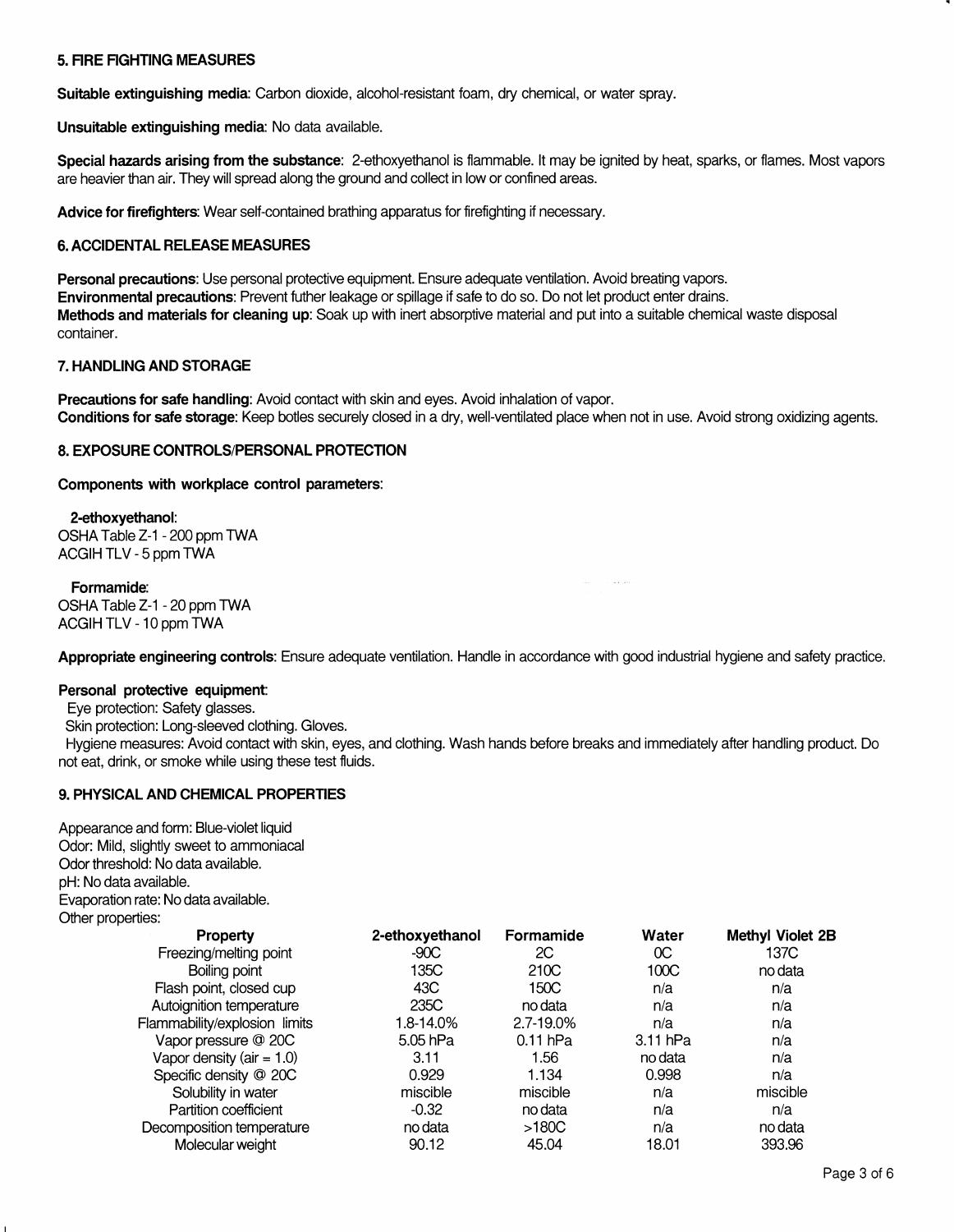### 5. FIRE FIGHTING MEASURES

**Suitable extinguishing media**: Carbon dioxide, alcohol-resistant foam, dry chemical, or water spray.

**Unsuitable extinguishing media**: No data available.

**Special hazards arising from the substance**: 2-ethoxyethanol is flammable. It may be ignited by heat, sparks, or flames. Most vapors are heavier than air. They will spread along the ground and collect in low or confined areas.

**Advice for firefighters**: Wear self-contained brathing apparatus for firefighting if necessary.

### 6. ACCIDENTAL RELEASE MEASURES

**Personal precautions**: Use personal protective equipment. Ensure adequate ventilation. Avoid breating vapors.
**Environmental precautions**: Prevent futher leakage or spillage if safe to do so. Do not let product enter drains.
**Methods and materials for cleaning up**: Soak up with inert absorptive material and put into a suitable chemical waste disposal container.

### 7. HANDLING AND STORAGE

**Precautions for safe handling**: Avoid contact with skin and eyes. Avoid inhalation of vapor.
**Conditions for safe storage**: Keep botles securely closed in a dry, well-ventilated place when not in use. Avoid strong oxidizing agents.

### 8. EXPOSURE CONTROLS/PERSONAL PROTECTION

**Components with workplace control parameters**:

**2-ethoxyethanol**:
OSHA Table Z-1 - 200 ppm TWA
ACGIH TLV - 5 ppm TWA

**Formamide**:
OSHA Table Z-1 - 20 ppm TWA
ACGIH TLV - 10 ppm TWA

**Appropriate engineering controls**: Ensure adequate ventilation. Handle in accordance with good industrial hygiene and safety practice.

**Personal protective equipment**:
Eye protection: Safety glasses.
Skin protection: Long-sleeved clothing. Gloves.
Hygiene measures: Avoid contact with skin, eyes, and clothing. Wash hands before breaks and immediately after handling product. Do not eat, drink, or smoke while using these test fluids.

### 9. PHYSICAL AND CHEMICAL PROPERTIES

Appearance and form: Blue-violet liquid
Odor: Mild, slightly sweet to ammoniacal
Odor threshold: No data available.
pH: No data available.
Evaporation rate: No data available.
Other properties:

| Property | 2-ethoxyethanol | Formamide | Water | Methyl Violet 2B |
|---|---|---|---|---|
| Freezing/melting point | -90C | 2C | 0C | 137C |
| Boiling point | 135C | 210C | 100C | no data |
| Flash point, closed cup | 43C | 150C | n/a | n/a |
| Autoignition temperature | 235C | no data | n/a | n/a |
| Flammability/explosion limits | 1.8-14.0% | 2.7-19.0% | n/a | n/a |
| Vapor pressure @ 20C | 5.05 hPa | 0.11 hPa | 3.11 hPa | n/a |
| Vapor density (air = 1.0) | 3.11 | 1.56 | no data | n/a |
| Specific density @ 20C | 0.929 | 1.134 | 0.998 | n/a |
| Solubility in water | miscible | miscible | n/a | miscible |
| Partition coefficient | -0.32 | no data | n/a | n/a |
| Decomposition temperature | no data | >180C | n/a | no data |
| Molecular weight | 90.12 | 45.04 | 18.01 | 393.96 |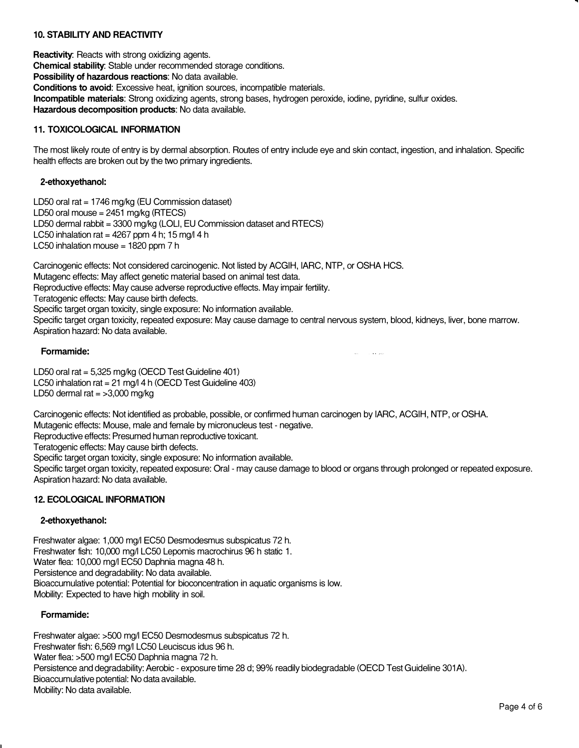## 10. STABILITY AND REACTIVITY

**Reactivity**: Reacts with strong oxidizing agents.
**Chemical stability**: Stable under recommended storage conditions.
**Possibility of hazardous reactions**: No data available.
**Conditions to avoid**: Excessive heat, ignition sources, incompatible materials.
**Incompatible materials**: Strong oxidizing agents, strong bases, hydrogen peroxide, iodine, pyridine, sulfur oxides.
**Hazardous decomposition products**: No data available.

## 11. TOXICOLOGICAL INFORMATION

The most likely route of entry is by dermal absorption. Routes of entry include eye and skin contact, ingestion, and inhalation. Specific health effects are broken out by the two primary ingredients.

### 2-ethoxyethanol:

LD50 oral rat = 1746 mg/kg (EU Commission dataset)
LD50 oral mouse = 2451 mg/kg (RTECS)
LD50 dermal rabbit = 3300 mg/kg (LOLI, EU Commission dataset and RTECS)
LC50 inhalation rat = 4267 ppm 4 h; 15 mg/l 4 h
LC50 inhalation mouse = 1820 ppm 7 h

Carcinogenic effects: Not considered carcinogenic. Not listed by ACGIH, IARC, NTP, or OSHA HCS.
Mutagenc effects: May affect genetic material based on animal test data.
Reproductive effects: May cause adverse reproductive effects. May impair fertility.
Teratogenic effects: May cause birth defects.
Specific target organ toxicity, single exposure: No information available.
Specific target organ toxicity, repeated exposure: May cause damage to central nervous system, blood, kidneys, liver, bone marrow.
Aspiration hazard: No data available.

### Formamide:

LD50 oral rat = 5,325 mg/kg (OECD Test Guideline 401)
LC50 inhalation rat = 21 mg/l 4 h (OECD Test Guideline 403)
LD50 dermal rat = >3,000 mg/kg

Carcinogenic effects: Not identified as probable, possible, or confirmed human carcinogen by IARC, ACGIH, NTP, or OSHA.
Mutagenic effects: Mouse, male and female by micronucleus test - negative.
Reproductive effects: Presumed human reproductive toxicant.
Teratogenic effects: May cause birth defects.
Specific target organ toxicity, single exposure: No information available.
Specific target organ toxicity, repeated exposure: Oral - may cause damage to blood or organs through prolonged or repeated exposure.
Aspiration hazard: No data available.

## 12. ECOLOGICAL INFORMATION

### 2-ethoxyethanol:

Freshwater algae: 1,000 mg/l EC50 Desmodesmus subspicatus 72 h.
Freshwater fish: 10,000 mg/l LC50 Lepomis macrochirus 96 h static 1.
Water flea: 10,000 mg/l EC50 Daphnia magna 48 h.
Persistence and degradability: No data available.
Bioaccumulative potential: Potential for bioconcentration in aquatic organisms is low.
Mobility: Expected to have high mobility in soil.

### Formamide:

Freshwater algae: >500 mg/l EC50 Desmodesmus subspicatus 72 h.
Freshwater fish: 6,569 mg/l LC50 Leuciscus idus 96 h.
Water flea: >500 mg/l EC50 Daphnia magna 72 h.
Persistence and degradability: Aerobic - exposure time 28 d; 99% readily biodegradable (OECD Test Guideline 301A).
Bioaccumulative potential: No data available.
Mobility: No data available.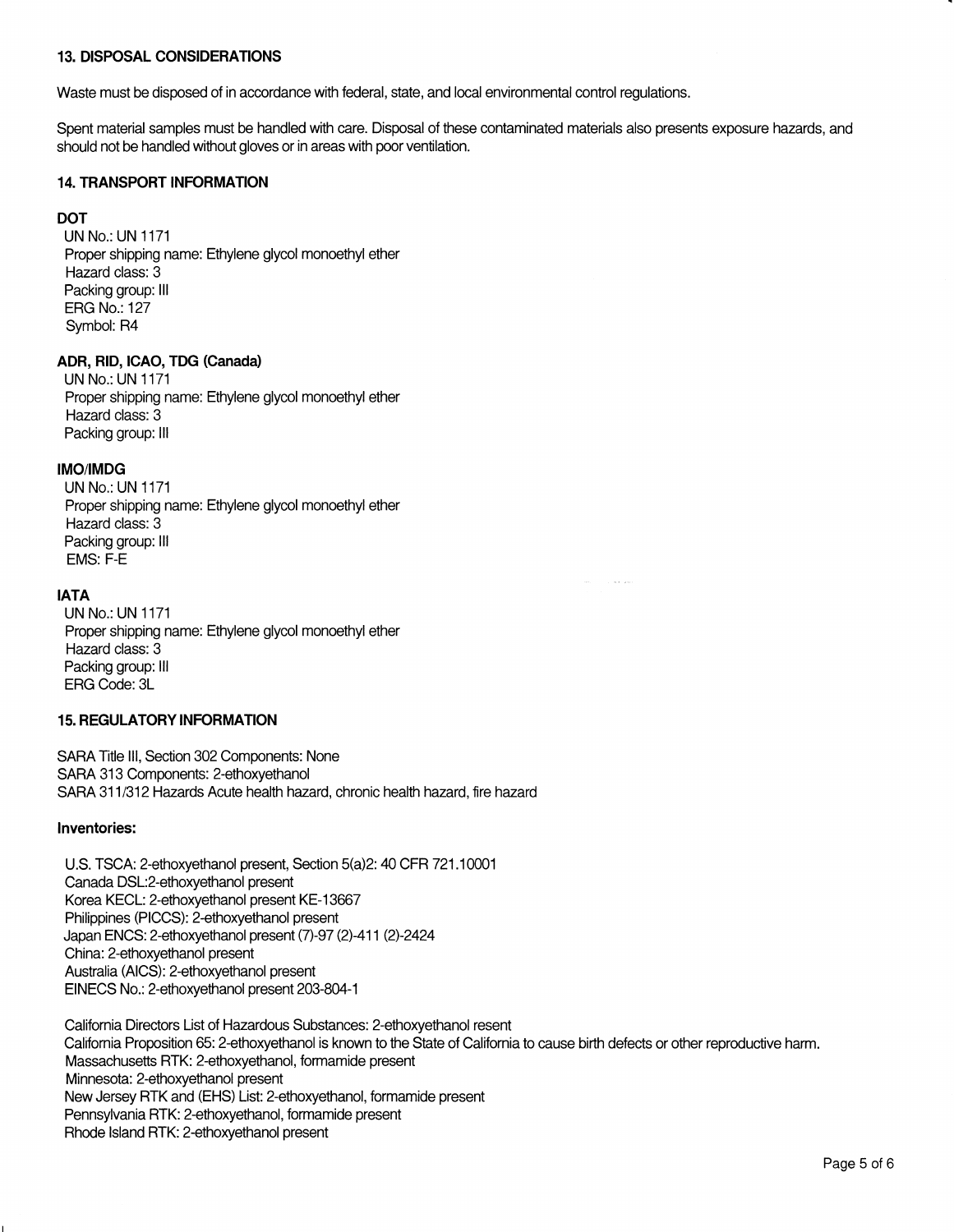## 13. DISPOSAL CONSIDERATIONS

Waste must be disposed of in accordance with federal, state, and local environmental control regulations.

Spent material samples must be handled with care. Disposal of these contaminated materials also presents exposure hazards, and should not be handled without gloves or in areas with poor ventilation.

## 14. TRANSPORT INFORMATION

### DOT

UN No.: UN 1171
Proper shipping name: Ethylene glycol monoethyl ether
Hazard class: 3
Packing group: III
ERG No.: 127
Symbol: R4

### ADR, RID, ICAO, TDG (Canada)

UN No.: UN 1171
Proper shipping name: Ethylene glycol monoethyl ether
Hazard class: 3
Packing group: III

### IMO/IMDG

UN No.: UN 1171
Proper shipping name: Ethylene glycol monoethyl ether
Hazard class: 3
Packing group: III
EMS: F-E

### IATA

UN No.: UN 1171
Proper shipping name: Ethylene glycol monoethyl ether
Hazard class: 3
Packing group: III
ERG Code: 3L

## 15. REGULATORY INFORMATION

SARA Title III, Section 302 Components: None
SARA 313 Components: 2-ethoxyethanol
SARA 311/312 Hazards Acute health hazard, chronic health hazard, fire hazard

### Inventories:

U.S. TSCA: 2-ethoxyethanol present, Section 5(a)2: 40 CFR 721.10001
Canada DSL:2-ethoxyethanol present
Korea KECL: 2-ethoxyethanol present KE-13667
Philippines (PICCS): 2-ethoxyethanol present
Japan ENCS: 2-ethoxyethanol present (7)-97 (2)-411 (2)-2424
China: 2-ethoxyethanol present
Australia (AICS): 2-ethoxyethanol present
EINECS No.: 2-ethoxyethanol present 203-804-1

California Directors List of Hazardous Substances: 2-ethoxyethanol resent
California Proposition 65: 2-ethoxyethanol is known to the State of California to cause birth defects or other reproductive harm.
Massachusetts RTK: 2-ethoxyethanol, formamide present
Minnesota: 2-ethoxyethanol present
New Jersey RTK and (EHS) List: 2-ethoxyethanol, formamide present
Pennsylvania RTK: 2-ethoxyethanol, formamide present
Rhode Island RTK: 2-ethoxyethanol present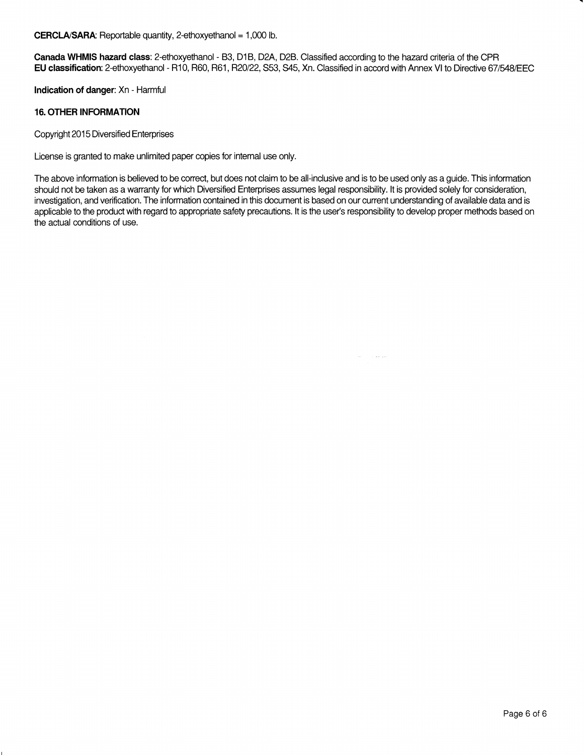**CERCLA/SARA**: Reportable quantity, 2-ethoxyethanol = 1,000 lb.

**Canada WHMIS hazard class**: 2-ethoxyethanol - B3, D1B, D2A, D2B. Classified according to the hazard criteria of the CPR
**EU classification**: 2-ethoxyethanol - R10, R60, R61, R20/22, S53, S45, Xn. Classified in accord with Annex VI to Directive 67/548/EEC

**Indication of danger**: Xn - Harmful

## 16. OTHER INFORMATION

Copyright 2015 Diversified Enterprises

License is granted to make unlimited paper copies for internal use only.

The above information is believed to be correct, but does not claim to be all-inclusive and is to be used only as a guide. This information should not be taken as a warranty for which Diversified Enterprises assumes legal responsibility. It is provided solely for consideration, investigation, and verification. The information contained in this document is based on our current understanding of available data and is applicable to the product with regard to appropriate safety precautions. It is the user's responsibility to develop proper methods based on the actual conditions of use.